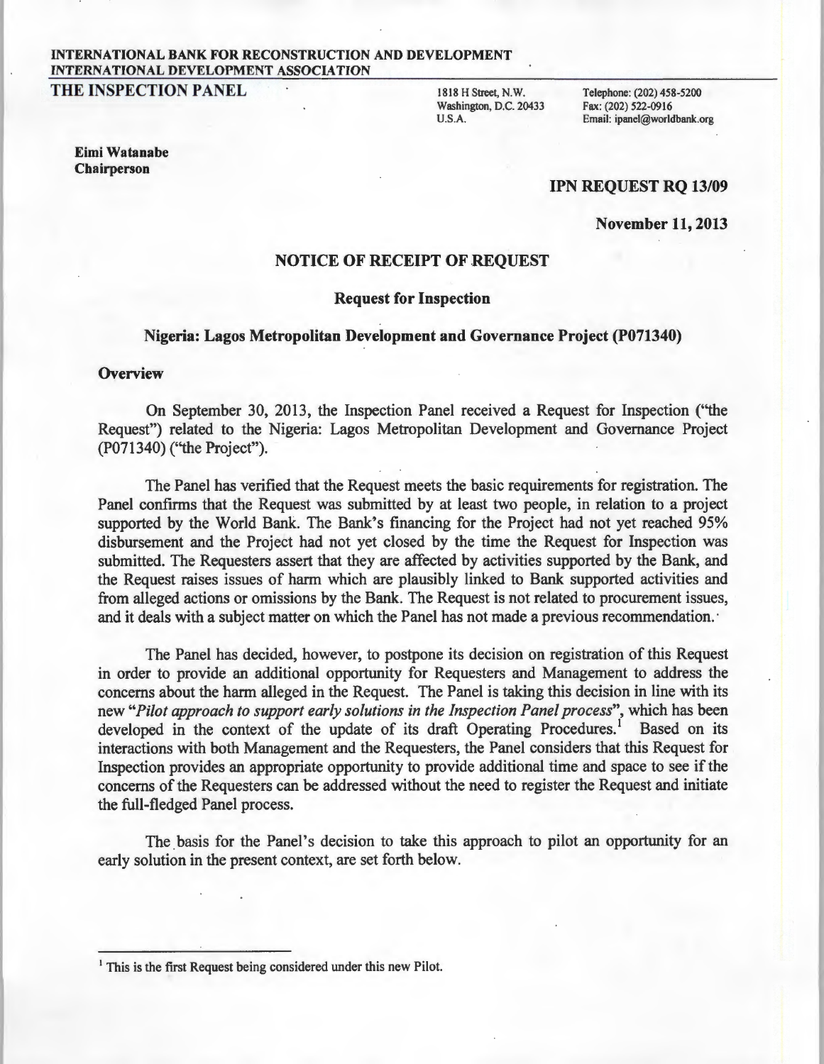**INTERNATIONAL BANK FOR RECONSTRUCTION AND DEVELOPMENT**
**INTERNATIONAL DEVELOPMENT ASSOCIATION**

**THE INSPECTION PANEL**

1818 H Street, N.W.
Washington, D.C. 20433
U.S.A.

Telephone: (202) 458-5200
Fax: (202) 522-0916
Email: ipanel@worldbank.org

**Eimi Watanabe**
**Chairperson**

**IPN REQUEST RQ 13/09**

**November 11, 2013**

## NOTICE OF RECEIPT OF REQUEST

### Request for Inspection

### Nigeria: Lagos Metropolitan Development and Governance Project (P071340)

**Overview**

On September 30, 2013, the Inspection Panel received a Request for Inspection ("the Request") related to the Nigeria: Lagos Metropolitan Development and Governance Project (P071340) ("the Project").

The Panel has verified that the Request meets the basic requirements for registration. The Panel confirms that the Request was submitted by at least two people, in relation to a project supported by the World Bank. The Bank's financing for the Project had not yet reached 95% disbursement and the Project had not yet closed by the time the Request for Inspection was submitted. The Requesters assert that they are affected by activities supported by the Bank, and the Request raises issues of harm which are plausibly linked to Bank supported activities and from alleged actions or omissions by the Bank. The Request is not related to procurement issues, and it deals with a subject matter on which the Panel has not made a previous recommendation.

The Panel has decided, however, to postpone its decision on registration of this Request in order to provide an additional opportunity for Requesters and Management to address the concerns about the harm alleged in the Request. The Panel is taking this decision in line with its new "*Pilot approach to support early solutions in the Inspection Panel process*", which has been developed in the context of the update of its draft Operating Procedures.[1] Based on its interactions with both Management and the Requesters, the Panel considers that this Request for Inspection provides an appropriate opportunity to provide additional time and space to see if the concerns of the Requesters can be addressed without the need to register the Request and initiate the full-fledged Panel process.

The basis for the Panel's decision to take this approach to pilot an opportunity for an early solution in the present context, are set forth below.

---

[1] This is the first Request being considered under this new Pilot.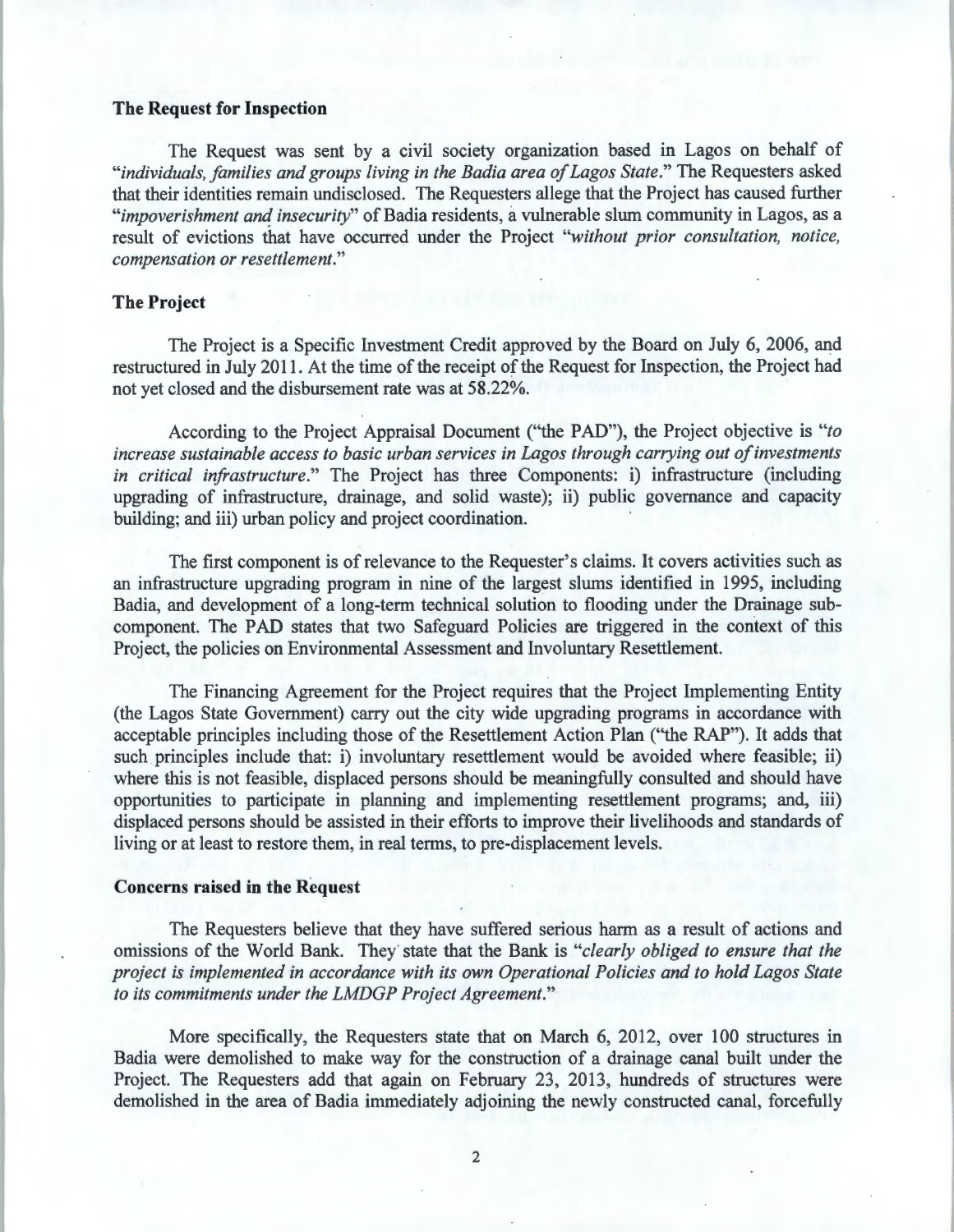### The Request for Inspection

The Request was sent by a civil society organization based in Lagos on behalf of "*individuals, families and groups living in the Badia area of Lagos State.*" The Requesters asked that their identities remain undisclosed. The Requesters allege that the Project has caused further "*impoverishment and insecurity*" of Badia residents, a vulnerable slum community in Lagos, as a result of evictions that have occurred under the Project "*without prior consultation, notice, compensation or resettlement.*"

### The Project

The Project is a Specific Investment Credit approved by the Board on July 6, 2006, and restructured in July 2011. At the time of the receipt of the Request for Inspection, the Project had not yet closed and the disbursement rate was at 58.22%.

According to the Project Appraisal Document ("the PAD"), the Project objective is "*to increase sustainable access to basic urban services in Lagos through carrying out of investments in critical infrastructure.*" The Project has three Components: i) infrastructure (including upgrading of infrastructure, drainage, and solid waste); ii) public governance and capacity building; and iii) urban policy and project coordination.

The first component is of relevance to the Requester's claims. It covers activities such as an infrastructure upgrading program in nine of the largest slums identified in 1995, including Badia, and development of a long-term technical solution to flooding under the Drainage sub-component. The PAD states that two Safeguard Policies are triggered in the context of this Project, the policies on Environmental Assessment and Involuntary Resettlement.

The Financing Agreement for the Project requires that the Project Implementing Entity (the Lagos State Government) carry out the city wide upgrading programs in accordance with acceptable principles including those of the Resettlement Action Plan ("the RAP"). It adds that such principles include that: i) involuntary resettlement would be avoided where feasible; ii) where this is not feasible, displaced persons should be meaningfully consulted and should have opportunities to participate in planning and implementing resettlement programs; and, iii) displaced persons should be assisted in their efforts to improve their livelihoods and standards of living or at least to restore them, in real terms, to pre-displacement levels.

### Concerns raised in the Request

The Requesters believe that they have suffered serious harm as a result of actions and omissions of the World Bank. They state that the Bank is "*clearly obliged to ensure that the project is implemented in accordance with its own Operational Policies and to hold Lagos State to its commitments under the LMDGP Project Agreement.*"

More specifically, the Requesters state that on March 6, 2012, over 100 structures in Badia were demolished to make way for the construction of a drainage canal built under the Project. The Requesters add that again on February 23, 2013, hundreds of structures were demolished in the area of Badia immediately adjoining the newly constructed canal, forcefully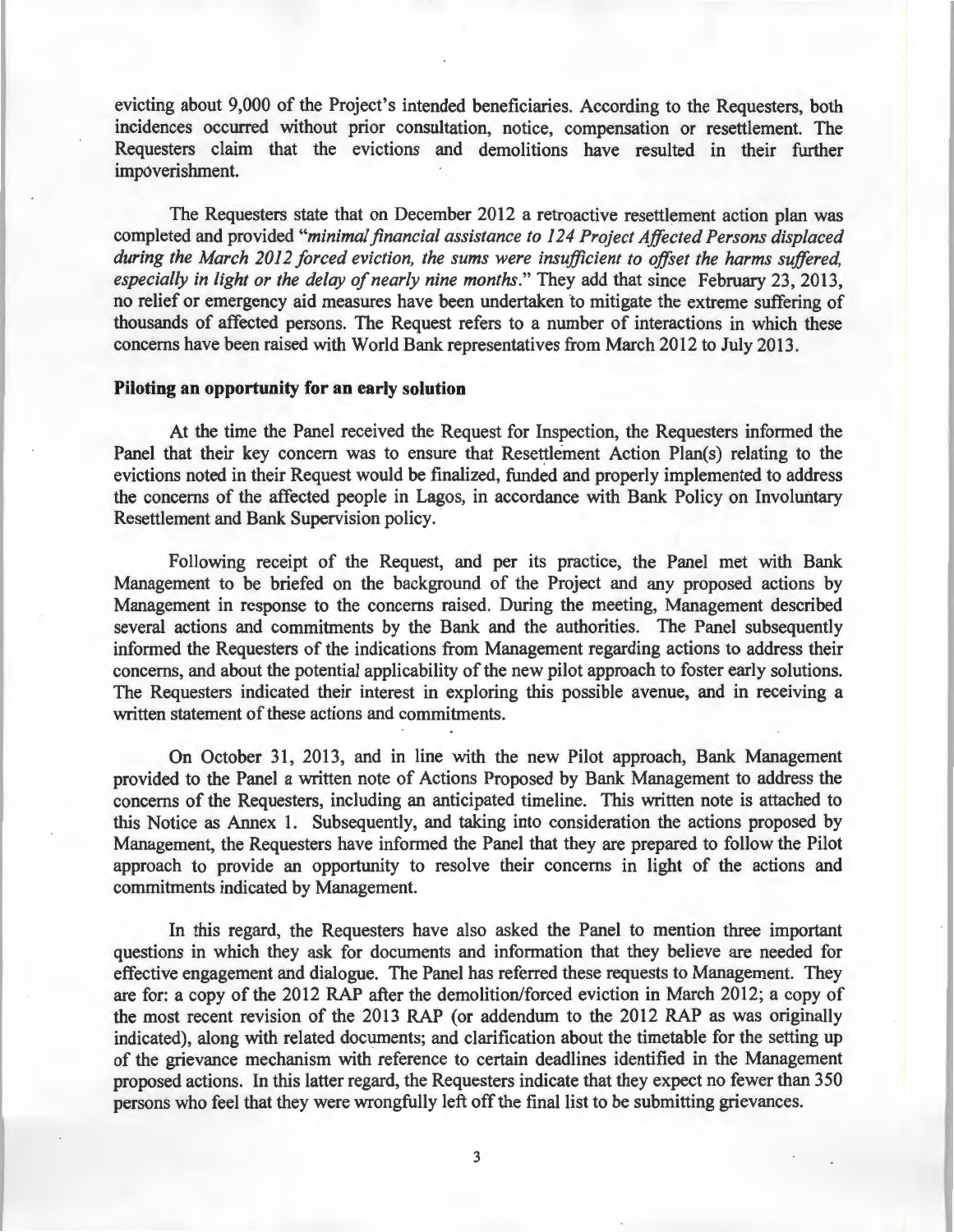evicting about 9,000 of the Project's intended beneficiaries. According to the Requesters, both incidences occurred without prior consultation, notice, compensation or resettlement. The Requesters claim that the evictions and demolitions have resulted in their further impoverishment.

The Requesters state that on December 2012 a retroactive resettlement action plan was completed and provided "*minimal financial assistance to 124 Project Affected Persons displaced during the March 2012 forced eviction, the sums were insufficient to offset the harms suffered, especially in light or the delay of nearly nine months.*" They add that since February 23, 2013, no relief or emergency aid measures have been undertaken to mitigate the extreme suffering of thousands of affected persons. The Request refers to a number of interactions in which these concerns have been raised with World Bank representatives from March 2012 to July 2013.

**Piloting an opportunity for an early solution**

At the time the Panel received the Request for Inspection, the Requesters informed the Panel that their key concern was to ensure that Resettlement Action Plan(s) relating to the evictions noted in their Request would be finalized, funded and properly implemented to address the concerns of the affected people in Lagos, in accordance with Bank Policy on Involuntary Resettlement and Bank Supervision policy.

Following receipt of the Request, and per its practice, the Panel met with Bank Management to be briefed on the background of the Project and any proposed actions by Management in response to the concerns raised. During the meeting, Management described several actions and commitments by the Bank and the authorities. The Panel subsequently informed the Requesters of the indications from Management regarding actions to address their concerns, and about the potential applicability of the new pilot approach to foster early solutions. The Requesters indicated their interest in exploring this possible avenue, and in receiving a written statement of these actions and commitments.

On October 31, 2013, and in line with the new Pilot approach, Bank Management provided to the Panel a written note of Actions Proposed by Bank Management to address the concerns of the Requesters, including an anticipated timeline. This written note is attached to this Notice as Annex 1. Subsequently, and taking into consideration the actions proposed by Management, the Requesters have informed the Panel that they are prepared to follow the Pilot approach to provide an opportunity to resolve their concerns in light of the actions and commitments indicated by Management.

In this regard, the Requesters have also asked the Panel to mention three important questions in which they ask for documents and information that they believe are needed for effective engagement and dialogue. The Panel has referred these requests to Management. They are for: a copy of the 2012 RAP after the demolition/forced eviction in March 2012; a copy of the most recent revision of the 2013 RAP (or addendum to the 2012 RAP as was originally indicated), along with related documents; and clarification about the timetable for the setting up of the grievance mechanism with reference to certain deadlines identified in the Management proposed actions. In this latter regard, the Requesters indicate that they expect no fewer than 350 persons who feel that they were wrongfully left off the final list to be submitting grievances.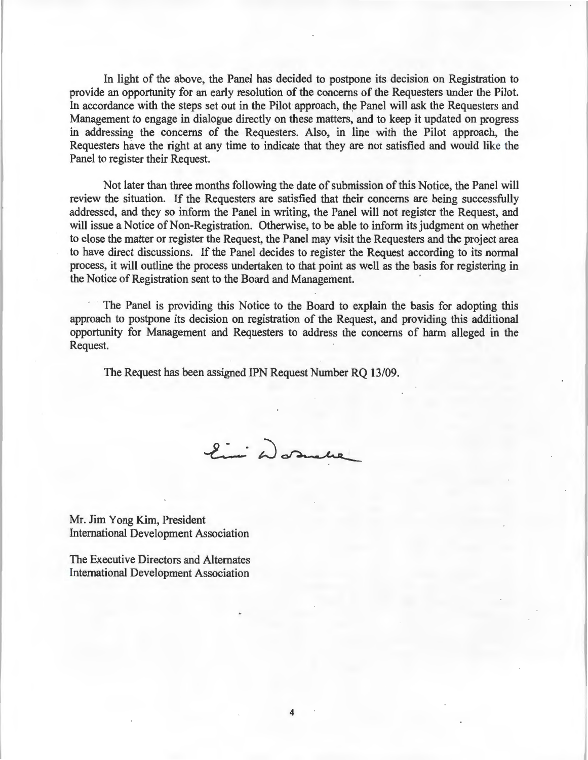In light of the above, the Panel has decided to postpone its decision on Registration to provide an opportunity for an early resolution of the concerns of the Requesters under the Pilot. In accordance with the steps set out in the Pilot approach, the Panel will ask the Requesters and Management to engage in dialogue directly on these matters, and to keep it updated on progress in addressing the concerns of the Requesters. Also, in line with the Pilot approach, the Requesters have the right at any time to indicate that they are not satisfied and would like the Panel to register their Request.

Not later than three months following the date of submission of this Notice, the Panel will review the situation. If the Requesters are satisfied that their concerns are being successfully addressed, and they so inform the Panel in writing, the Panel will not register the Request, and will issue a Notice of Non-Registration. Otherwise, to be able to inform its judgment on whether to close the matter or register the Request, the Panel may visit the Requesters and the project area to have direct discussions. If the Panel decides to register the Request according to its normal process, it will outline the process undertaken to that point as well as the basis for registering in the Notice of Registration sent to the Board and Management.

The Panel is providing this Notice to the Board to explain the basis for adopting this approach to postpone its decision on registration of the Request, and providing this additional opportunity for Management and Requesters to address the concerns of harm alleged in the Request.

The Request has been assigned IPN Request Number RQ 13/09.

Mr. Jim Yong Kim, President
International Development Association

The Executive Directors and Alternates
International Development Association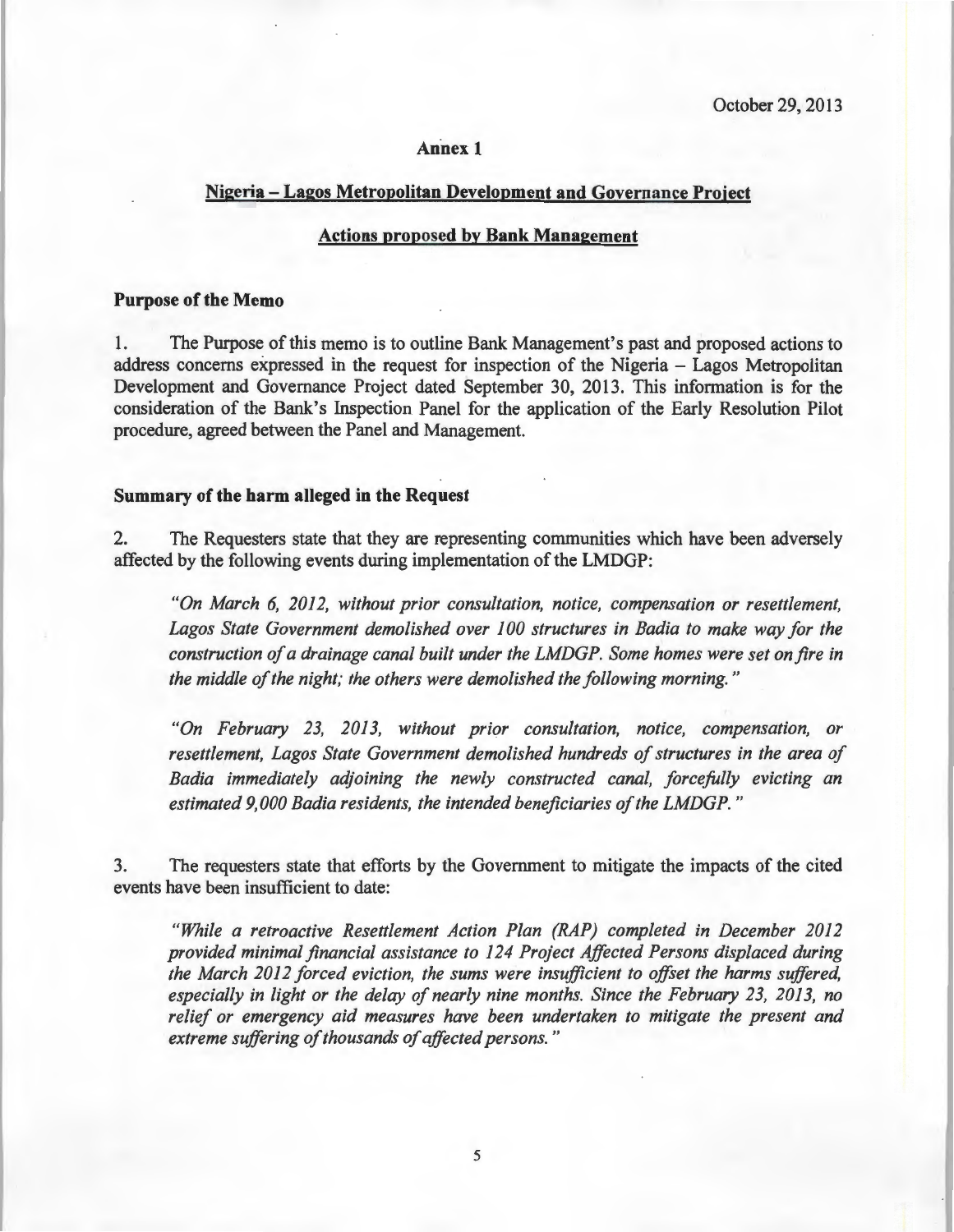October 29, 2013

## Annex 1

## Nigeria – Lagos Metropolitan Development and Governance Project

## Actions proposed by Bank Management

### Purpose of the Memo

1. The Purpose of this memo is to outline Bank Management's past and proposed actions to address concerns expressed in the request for inspection of the Nigeria – Lagos Metropolitan Development and Governance Project dated September 30, 2013. This information is for the consideration of the Bank's Inspection Panel for the application of the Early Resolution Pilot procedure, agreed between the Panel and Management.

### Summary of the harm alleged in the Request

2. The Requesters state that they are representing communities which have been adversely affected by the following events during implementation of the LMDGP:

> *"On March 6, 2012, without prior consultation, notice, compensation or resettlement, Lagos State Government demolished over 100 structures in Badia to make way for the construction of a drainage canal built under the LMDGP. Some homes were set on fire in the middle of the night; the others were demolished the following morning."*
>
> *"On February 23, 2013, without prior consultation, notice, compensation, or resettlement, Lagos State Government demolished hundreds of structures in the area of Badia immediately adjoining the newly constructed canal, forcefully evicting an estimated 9,000 Badia residents, the intended beneficiaries of the LMDGP."*

3. The requesters state that efforts by the Government to mitigate the impacts of the cited events have been insufficient to date:

> *"While a retroactive Resettlement Action Plan (RAP) completed in December 2012 provided minimal financial assistance to 124 Project Affected Persons displaced during the March 2012 forced eviction, the sums were insufficient to offset the harms suffered, especially in light or the delay of nearly nine months. Since the February 23, 2013, no relief or emergency aid measures have been undertaken to mitigate the present and extreme suffering of thousands of affected persons."*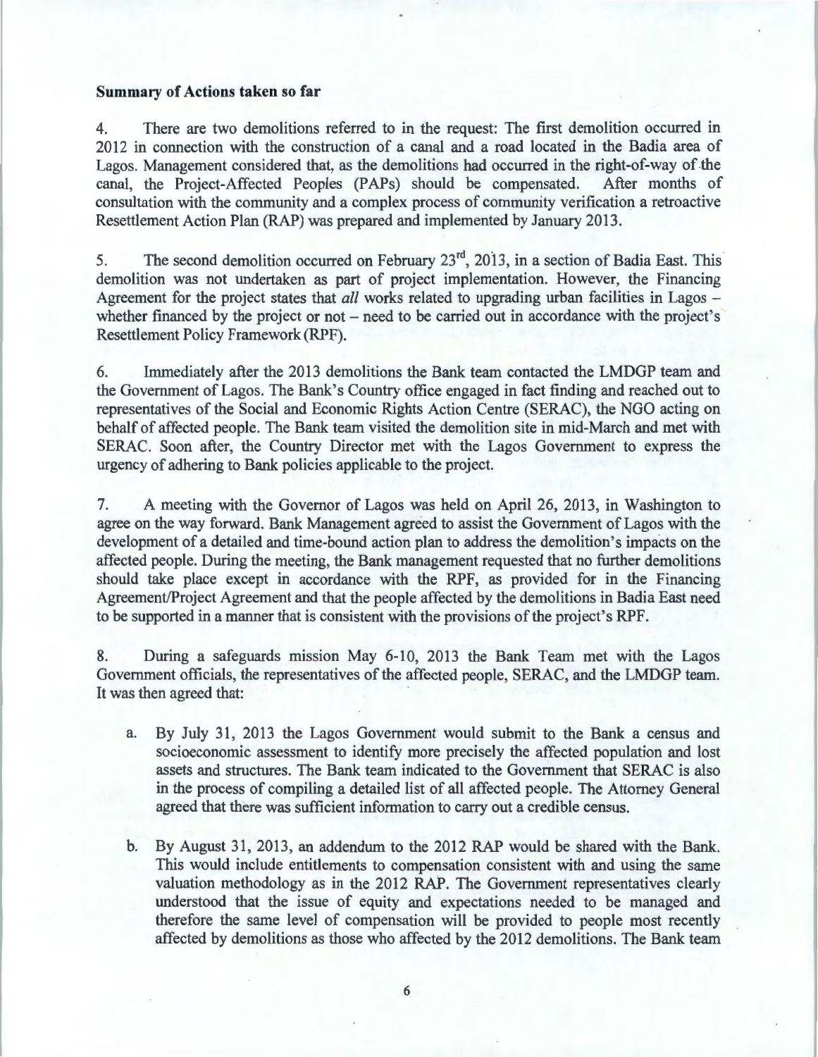**Summary of Actions taken so far**

4. There are two demolitions referred to in the request: The first demolition occurred in 2012 in connection with the construction of a canal and a road located in the Badia area of Lagos. Management considered that, as the demolitions had occurred in the right-of-way of the canal, the Project-Affected Peoples (PAPs) should be compensated. After months of consultation with the community and a complex process of community verification a retroactive Resettlement Action Plan (RAP) was prepared and implemented by January 2013.

5. The second demolition occurred on February 23rd, 2013, in a section of Badia East. This demolition was not undertaken as part of project implementation. However, the Financing Agreement for the project states that *all* works related to upgrading urban facilities in Lagos – whether financed by the project or not – need to be carried out in accordance with the project's Resettlement Policy Framework (RPF).

6. Immediately after the 2013 demolitions the Bank team contacted the LMDGP team and the Government of Lagos. The Bank's Country office engaged in fact finding and reached out to representatives of the Social and Economic Rights Action Centre (SERAC), the NGO acting on behalf of affected people. The Bank team visited the demolition site in mid-March and met with SERAC. Soon after, the Country Director met with the Lagos Government to express the urgency of adhering to Bank policies applicable to the project.

7. A meeting with the Governor of Lagos was held on April 26, 2013, in Washington to agree on the way forward. Bank Management agreed to assist the Government of Lagos with the development of a detailed and time-bound action plan to address the demolition's impacts on the affected people. During the meeting, the Bank management requested that no further demolitions should take place except in accordance with the RPF, as provided for in the Financing Agreement/Project Agreement and that the people affected by the demolitions in Badia East need to be supported in a manner that is consistent with the provisions of the project's RPF.

8. During a safeguards mission May 6-10, 2013 the Bank Team met with the Lagos Government officials, the representatives of the affected people, SERAC, and the LMDGP team. It was then agreed that:

a. By July 31, 2013 the Lagos Government would submit to the Bank a census and socioeconomic assessment to identify more precisely the affected population and lost assets and structures. The Bank team indicated to the Government that SERAC is also in the process of compiling a detailed list of all affected people. The Attorney General agreed that there was sufficient information to carry out a credible census.

b. By August 31, 2013, an addendum to the 2012 RAP would be shared with the Bank. This would include entitlements to compensation consistent with and using the same valuation methodology as in the 2012 RAP. The Government representatives clearly understood that the issue of equity and expectations needed to be managed and therefore the same level of compensation will be provided to people most recently affected by demolitions as those who affected by the 2012 demolitions. The Bank team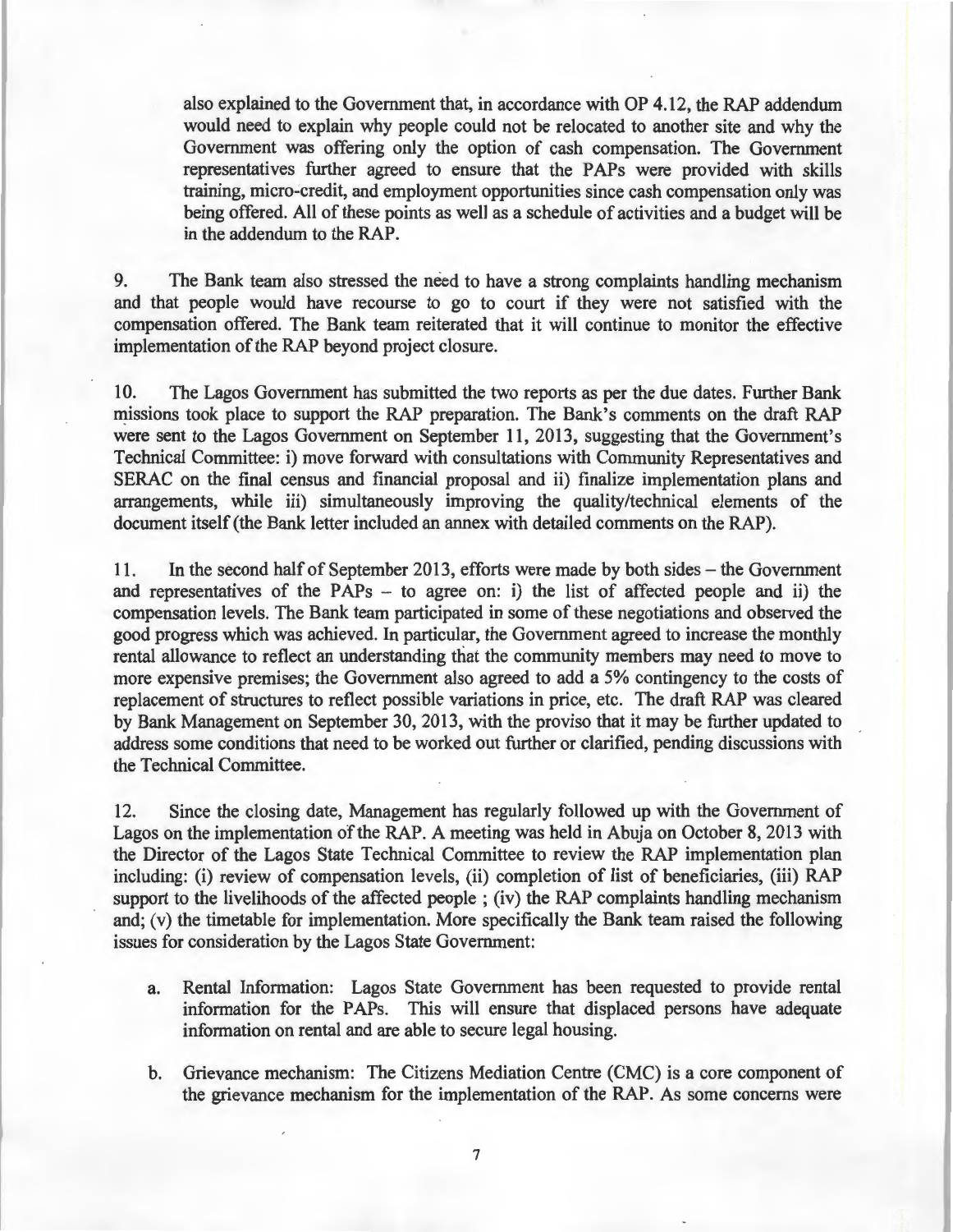also explained to the Government that, in accordance with OP 4.12, the RAP addendum would need to explain why people could not be relocated to another site and why the Government was offering only the option of cash compensation. The Government representatives further agreed to ensure that the PAPs were provided with skills training, micro-credit, and employment opportunities since cash compensation only was being offered. All of these points as well as a schedule of activities and a budget will be in the addendum to the RAP.

9. The Bank team also stressed the need to have a strong complaints handling mechanism and that people would have recourse to go to court if they were not satisfied with the compensation offered. The Bank team reiterated that it will continue to monitor the effective implementation of the RAP beyond project closure.

10. The Lagos Government has submitted the two reports as per the due dates. Further Bank missions took place to support the RAP preparation. The Bank's comments on the draft RAP were sent to the Lagos Government on September 11, 2013, suggesting that the Government's Technical Committee: i) move forward with consultations with Community Representatives and SERAC on the final census and financial proposal and ii) finalize implementation plans and arrangements, while iii) simultaneously improving the quality/technical elements of the document itself (the Bank letter included an annex with detailed comments on the RAP).

11. In the second half of September 2013, efforts were made by both sides – the Government and representatives of the PAPs – to agree on: i) the list of affected people and ii) the compensation levels. The Bank team participated in some of these negotiations and observed the good progress which was achieved. In particular, the Government agreed to increase the monthly rental allowance to reflect an understanding that the community members may need to move to more expensive premises; the Government also agreed to add a 5% contingency to the costs of replacement of structures to reflect possible variations in price, etc. The draft RAP was cleared by Bank Management on September 30, 2013, with the proviso that it may be further updated to address some conditions that need to be worked out further or clarified, pending discussions with the Technical Committee.

12. Since the closing date, Management has regularly followed up with the Government of Lagos on the implementation of the RAP. A meeting was held in Abuja on October 8, 2013 with the Director of the Lagos State Technical Committee to review the RAP implementation plan including: (i) review of compensation levels, (ii) completion of list of beneficiaries, (iii) RAP support to the livelihoods of the affected people ; (iv) the RAP complaints handling mechanism and; (v) the timetable for implementation. More specifically the Bank team raised the following issues for consideration by the Lagos State Government:

a. Rental Information: Lagos State Government has been requested to provide rental information for the PAPs. This will ensure that displaced persons have adequate information on rental and are able to secure legal housing.

b. Grievance mechanism: The Citizens Mediation Centre (CMC) is a core component of the grievance mechanism for the implementation of the RAP. As some concerns were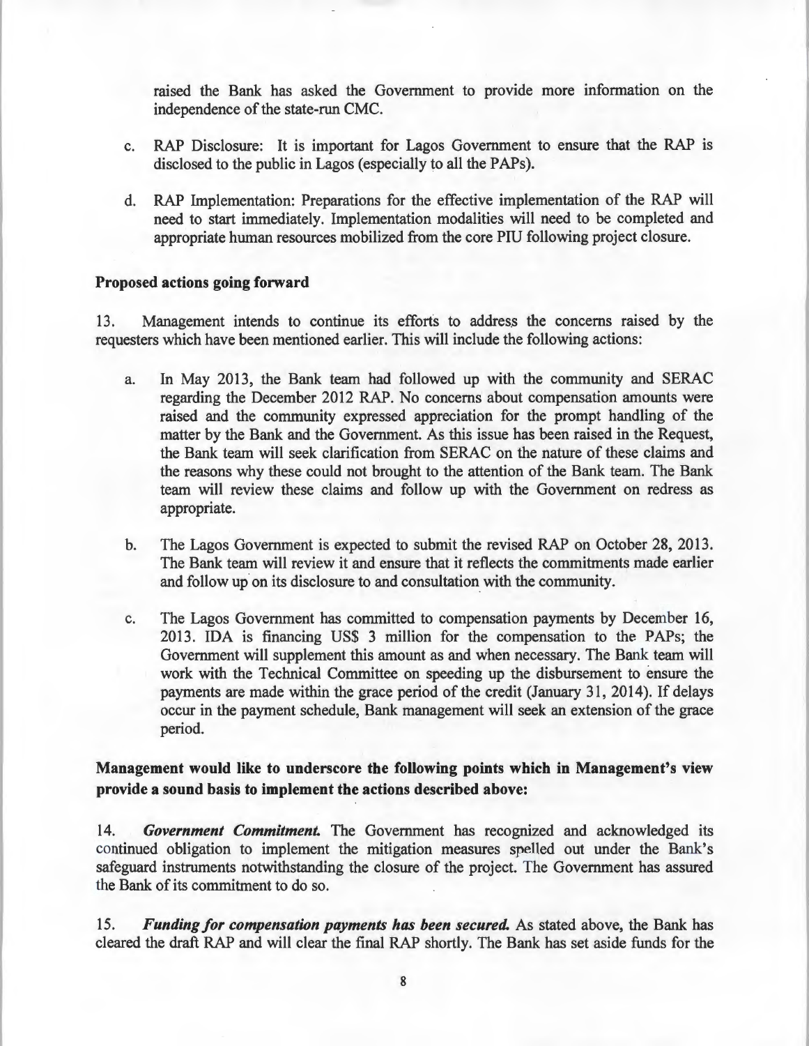raised the Bank has asked the Government to provide more information on the independence of the state-run CMC.

c. RAP Disclosure: It is important for Lagos Government to ensure that the RAP is disclosed to the public in Lagos (especially to all the PAPs).

d. RAP Implementation: Preparations for the effective implementation of the RAP will need to start immediately. Implementation modalities will need to be completed and appropriate human resources mobilized from the core PIU following project closure.

**Proposed actions going forward**

13. Management intends to continue its efforts to address the concerns raised by the requesters which have been mentioned earlier. This will include the following actions:

a. In May 2013, the Bank team had followed up with the community and SERAC regarding the December 2012 RAP. No concerns about compensation amounts were raised and the community expressed appreciation for the prompt handling of the matter by the Bank and the Government. As this issue has been raised in the Request, the Bank team will seek clarification from SERAC on the nature of these claims and the reasons why these could not brought to the attention of the Bank team. The Bank team will review these claims and follow up with the Government on redress as appropriate.

b. The Lagos Government is expected to submit the revised RAP on October 28, 2013. The Bank team will review it and ensure that it reflects the commitments made earlier and follow up on its disclosure to and consultation with the community.

c. The Lagos Government has committed to compensation payments by December 16, 2013. IDA is financing US$ 3 million for the compensation to the PAPs; the Government will supplement this amount as and when necessary. The Bank team will work with the Technical Committee on speeding up the disbursement to ensure the payments are made within the grace period of the credit (January 31, 2014). If delays occur in the payment schedule, Bank management will seek an extension of the grace period.

**Management would like to underscore the following points which in Management's view provide a sound basis to implement the actions described above:**

14. ***Government Commitment.*** The Government has recognized and acknowledged its continued obligation to implement the mitigation measures spelled out under the Bank's safeguard instruments notwithstanding the closure of the project. The Government has assured the Bank of its commitment to do so.

15. ***Funding for compensation payments has been secured.*** As stated above, the Bank has cleared the draft RAP and will clear the final RAP shortly. The Bank has set aside funds for the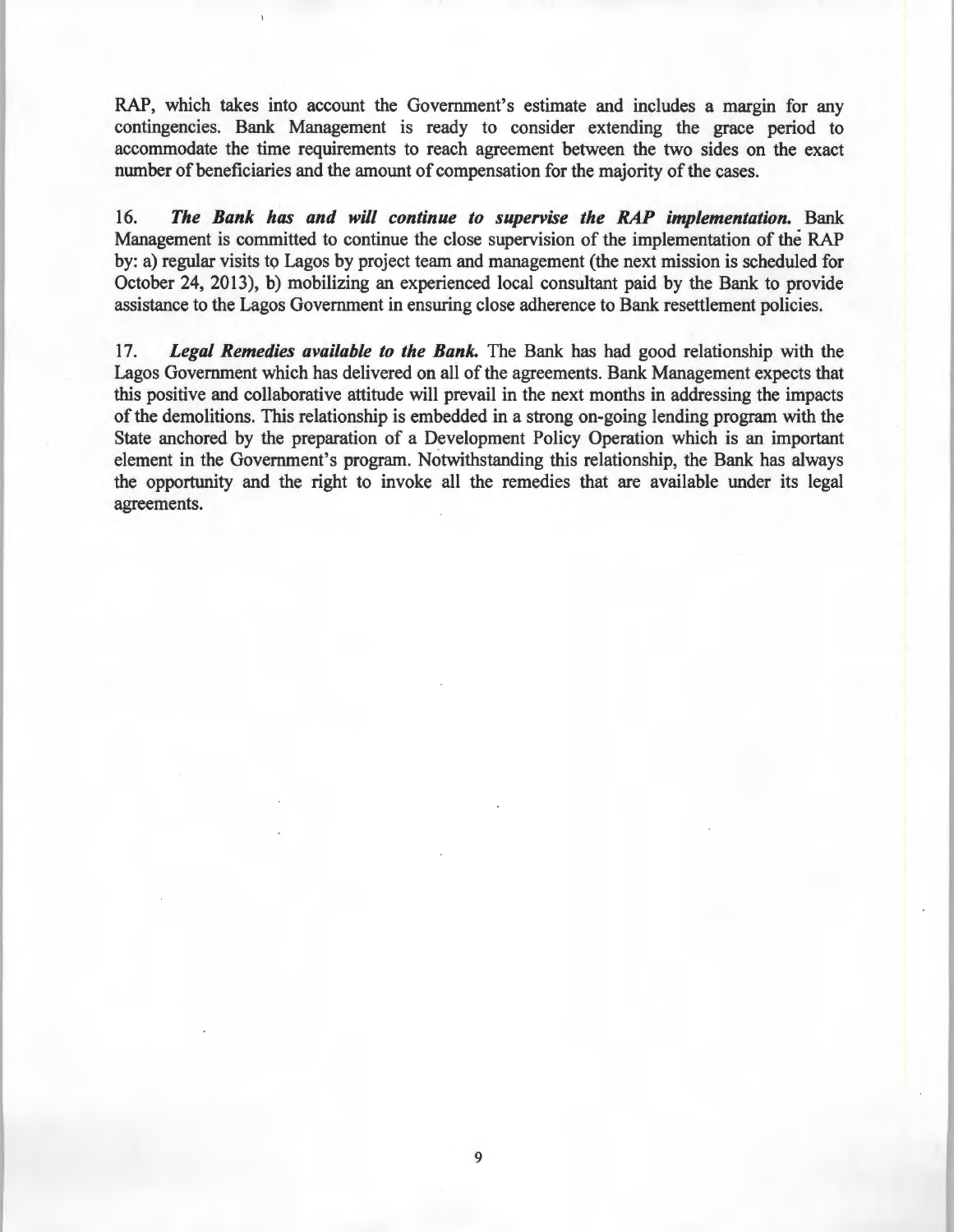RAP, which takes into account the Government's estimate and includes a margin for any contingencies. Bank Management is ready to consider extending the grace period to accommodate the time requirements to reach agreement between the two sides on the exact number of beneficiaries and the amount of compensation for the majority of the cases.

16. ***The Bank has and will continue to supervise the RAP implementation.*** Bank Management is committed to continue the close supervision of the implementation of the RAP by: a) regular visits to Lagos by project team and management (the next mission is scheduled for October 24, 2013), b) mobilizing an experienced local consultant paid by the Bank to provide assistance to the Lagos Government in ensuring close adherence to Bank resettlement policies.

17. ***Legal Remedies available to the Bank.*** The Bank has had good relationship with the Lagos Government which has delivered on all of the agreements. Bank Management expects that this positive and collaborative attitude will prevail in the next months in addressing the impacts of the demolitions. This relationship is embedded in a strong on-going lending program with the State anchored by the preparation of a Development Policy Operation which is an important element in the Government's program. Notwithstanding this relationship, the Bank has always the opportunity and the right to invoke all the remedies that are available under its legal agreements.